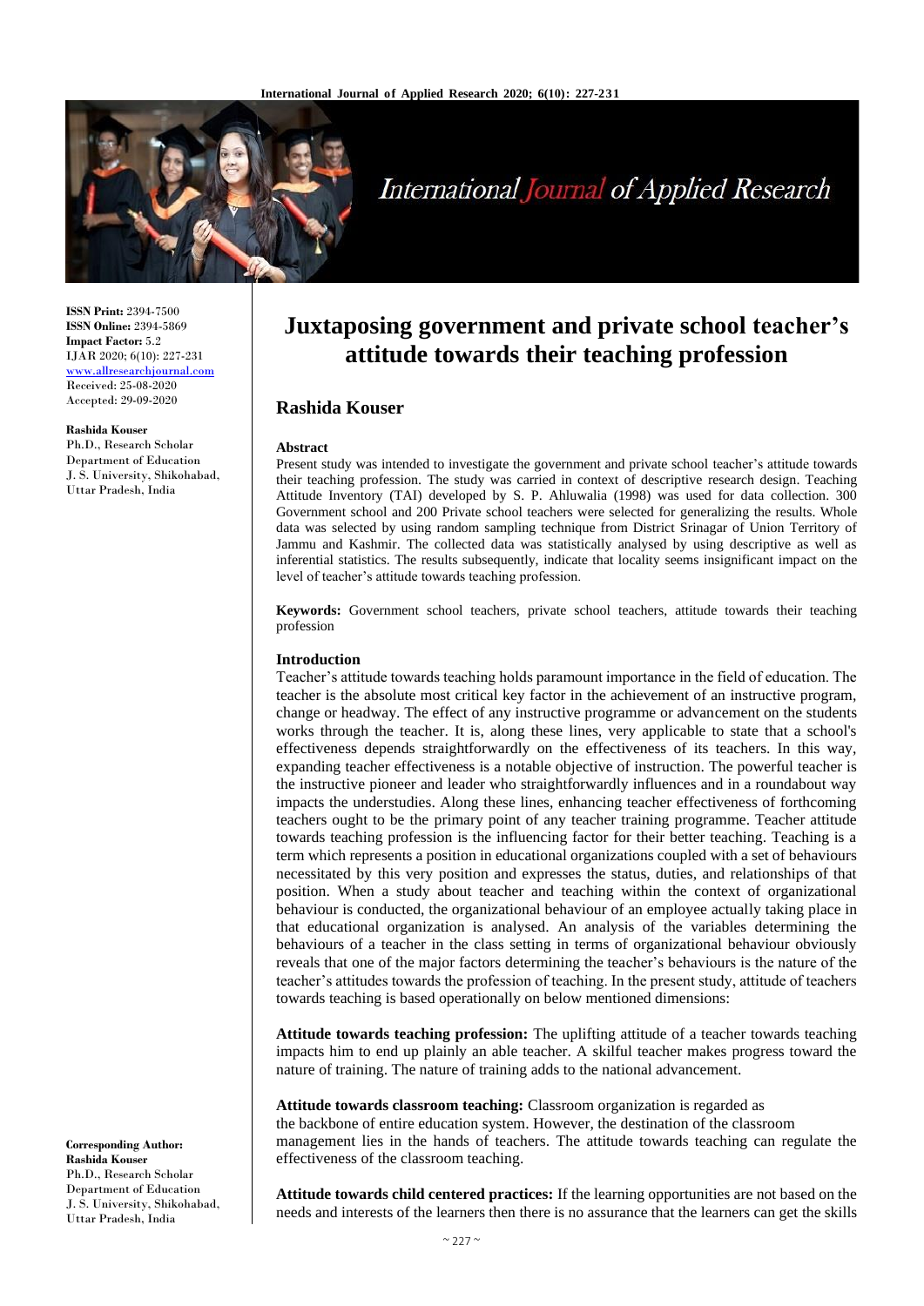**ISSN Print:** 2394-7500
**ISSN Online:** 2394-5869
**Impact Factor:** 5.2
IJAR 2020; 6(10): 227-231
www.allresearchjournal.com
Received: 25-08-2020
Accepted: 29-09-2020

**Rashida Kouser**
Ph.D., Research Scholar
Department of Education
J. S. University, Shikohabad, Uttar Pradesh, India

**Corresponding Author:**
**Rashida Kouser**
Ph.D., Research Scholar
Department of Education
J. S. University, Shikohabad, Uttar Pradesh, India

# Juxtaposing government and private school teacher's attitude towards their teaching profession

## Rashida Kouser

### Abstract

Present study was intended to investigate the government and private school teacher's attitude towards their teaching profession. The study was carried in context of descriptive research design. Teaching Attitude Inventory (TAI) developed by S. P. Ahluwalia (1998) was used for data collection. 300 Government school and 200 Private school teachers were selected for generalizing the results. Whole data was selected by using random sampling technique from District Srinagar of Union Territory of Jammu and Kashmir. The collected data was statistically analysed by using descriptive as well as inferential statistics. The results subsequently, indicate that locality seems insignificant impact on the level of teacher's attitude towards teaching profession.

**Keywords:** Government school teachers, private school teachers, attitude towards their teaching profession

### Introduction

Teacher's attitude towards teaching holds paramount importance in the field of education. The teacher is the absolute most critical key factor in the achievement of an instructive program, change or headway. The effect of any instructive programme or advancement on the students works through the teacher. It is, along these lines, very applicable to state that a school's effectiveness depends straightforwardly on the effectiveness of its teachers. In this way, expanding teacher effectiveness is a notable objective of instruction. The powerful teacher is the instructive pioneer and leader who straightforwardly influences and in a roundabout way impacts the understudies. Along these lines, enhancing teacher effectiveness of forthcoming teachers ought to be the primary point of any teacher training programme. Teacher attitude towards teaching profession is the influencing factor for their better teaching. Teaching is a term which represents a position in educational organizations coupled with a set of behaviours necessitated by this very position and expresses the status, duties, and relationships of that position. When a study about teacher and teaching within the context of organizational behaviour is conducted, the organizational behaviour of an employee actually taking place in that educational organization is analysed. An analysis of the variables determining the behaviours of a teacher in the class setting in terms of organizational behaviour obviously reveals that one of the major factors determining the teacher's behaviours is the nature of the teacher's attitudes towards the profession of teaching. In the present study, attitude of teachers towards teaching is based operationally on below mentioned dimensions:

**Attitude towards teaching profession:** The uplifting attitude of a teacher towards teaching impacts him to end up plainly an able teacher. A skilful teacher makes progress toward the nature of training. The nature of training adds to the national advancement.

**Attitude towards classroom teaching:** Classroom organization is regarded as the backbone of entire education system. However, the destination of the classroom management lies in the hands of teachers. The attitude towards teaching can regulate the effectiveness of the classroom teaching.

**Attitude towards child centered practices:** If the learning opportunities are not based on the needs and interests of the learners then there is no assurance that the learners can get the skills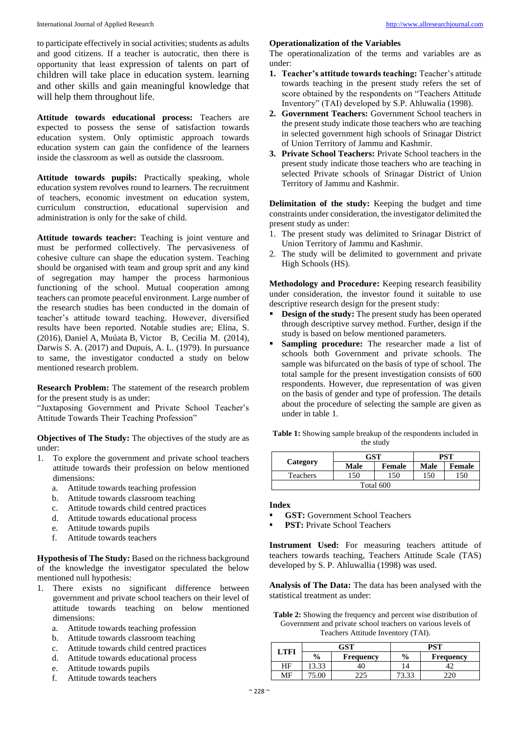to participate effectively in social activities; students as adults and good citizens. If a teacher is autocratic, then there is opportunity that least expression of talents on part of children will take place in education system. learning and other skills and gain meaningful knowledge that will help them throughout life.

**Attitude towards educational process:** Teachers are expected to possess the sense of satisfaction towards education system. Only optimistic approach towards education system can gain the confidence of the learners inside the classroom as well as outside the classroom.

**Attitude towards pupils:** Practically speaking, whole education system revolves round to learners. The recruitment of teachers, economic investment on education system, curriculum construction, educational supervision and administration is only for the sake of child.

**Attitude towards teacher:** Teaching is joint venture and must be performed collectively. The pervasiveness of cohesive culture can shape the education system. Teaching should be organised with team and group sprit and any kind of segregation may hamper the process harmonious functioning of the school. Mutual cooperation among teachers can promote peaceful environment. Large number of the research studies has been conducted in the domain of teacher's attitude toward teaching. However, diversified results have been reported. Notable studies are; Elina, S. (2016), Daniel A, Muúata B, Victor B, Cecilia M. (2014), Darwis S. A. (2017) and Dupuis, A. L. (1979). In pursuance to same, the investigator conducted a study on below mentioned research problem.

**Research Problem:** The statement of the research problem for the present study is as under:
"Juxtaposing Government and Private School Teacher's Attitude Towards Their Teaching Profession"

**Objectives of The Study:** The objectives of the study are as under:

1. To explore the government and private school teachers attitude towards their profession on below mentioned dimensions:
   a. Attitude towards teaching profession
   b. Attitude towards classroom teaching
   c. Attitude towards child centred practices
   d. Attitude towards educational process
   e. Attitude towards pupils
   f. Attitude towards teachers

**Hypothesis of The Study:** Based on the richness background of the knowledge the investigator speculated the below mentioned null hypothesis:

1. There exists no significant difference between government and private school teachers on their level of attitude towards teaching on below mentioned dimensions:
   a. Attitude towards teaching profession
   b. Attitude towards classroom teaching
   c. Attitude towards child centred practices
   d. Attitude towards educational process
   e. Attitude towards pupils
   f. Attitude towards teachers

**Operationalization of the Variables**
The operationalization of the terms and variables are as under:

1. **Teacher's attitude towards teaching:** Teacher's attitude towards teaching in the present study refers the set of score obtained by the respondents on "Teachers Attitude Inventory" (TAI) developed by S.P. Ahluwalia (1998).
2. **Government Teachers:** Government School teachers in the present study indicate those teachers who are teaching in selected government high schools of Srinagar District of Union Territory of Jammu and Kashmir.
3. **Private School Teachers:** Private School teachers in the present study indicate those teachers who are teaching in selected Private schools of Srinagar District of Union Territory of Jammu and Kashmir.

**Delimitation of the study:** Keeping the budget and time constraints under consideration, the investigator delimited the present study as under:

1. The present study was delimited to Srinagar District of Union Territory of Jammu and Kashmir.
2. The study will be delimited to government and private High Schools (HS).

**Methodology and Procedure:** Keeping research feasibility under consideration, the investor found it suitable to use descriptive research design for the present study:

- **Design of the study:** The present study has been operated through descriptive survey method. Further, design if the study is based on below mentioned parameters.
- **Sampling procedure:** The researcher made a list of schools both Government and private schools. The sample was bifurcated on the basis of type of school. The total sample for the present investigation consists of 600 respondents. However, due representation of was given on the basis of gender and type of profession. The details about the procedure of selecting the sample are given as under in table 1.

**Table 1:** Showing sample breakup of the respondents included in the study

| Category | GST | | PST | |
|---|---|---|---|---|
| | **Male** | **Female** | **Male** | **Female** |
| Teachers | 150 | 150 | 150 | 150 |
| Total 600 | | | | |

**Index**

- **GST:** Government School Teachers
- **PST:** Private School Teachers

**Instrument Used:** For measuring teachers attitude of teachers towards teaching, Teachers Attitude Scale (TAS) developed by S. P. Ahluwalia (1998) was used.

**Analysis of The Data:** The data has been analysed with the statistical treatment as under:

**Table 2:** Showing the frequency and percent wise distribution of Government and private school teachers on various levels of Teachers Attitude Inventory (TAI).

| LTFI | GST | | PST | |
|---|---|---|---|---|
| | **%** | **Frequency** | **%** | **Frequency** |
| HF | 13.33 | 40 | 14 | 42 |
| MF | 75.00 | 225 | 73.33 | 220 |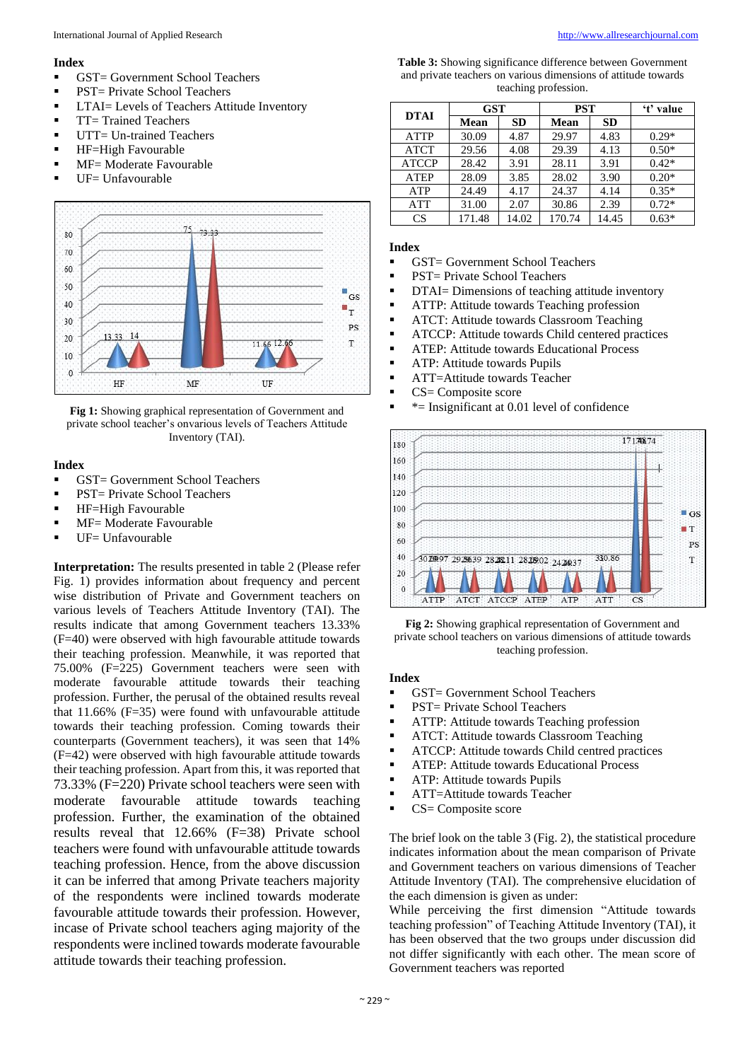**Index**

- GST= Government School Teachers
- PST= Private School Teachers
- LTAI= Levels of Teachers Attitude Inventory
- TT= Trained Teachers
- UTT= Un-trained Teachers
- HF=High Favourable
- MF= Moderate Favourable
- UF= Unfavourable

**Fig 1:** Showing graphical representation of Government and private school teacher's onvarious levels of Teachers Attitude Inventory (TAI).

**Index**

- GST= Government School Teachers
- PST= Private School Teachers
- HF=High Favourable
- MF= Moderate Favourable
- UF= Unfavourable

**Interpretation:** The results presented in table 2 (Please refer Fig. 1) provides information about frequency and percent wise distribution of Private and Government teachers on various levels of Teachers Attitude Inventory (TAI). The results indicate that among Government teachers 13.33% (F=40) were observed with high favourable attitude towards their teaching profession. Meanwhile, it was reported that 75.00% (F=225) Government teachers were seen with moderate favourable attitude towards their teaching profession. Further, the perusal of the obtained results reveal that 11.66% (F=35) were found with unfavourable attitude towards their teaching profession. Coming towards their counterparts (Government teachers), it was seen that 14% (F=42) were observed with high favourable attitude towards their teaching profession. Apart from this, it was reported that 73.33% (F=220) Private school teachers were seen with moderate favourable attitude towards teaching profession. Further, the examination of the obtained results reveal that 12.66% (F=38) Private school teachers were found with unfavourable attitude towards teaching profession. Hence, from the above discussion it can be inferred that among Private teachers majority of the respondents were inclined towards moderate favourable attitude towards their profession. However, incase of Private school teachers aging majority of the respondents were inclined towards moderate favourable attitude towards their teaching profession.

**Table 3:** Showing significance difference between Government and private teachers on various dimensions of attitude towards teaching profession.

| DTAI | GST | | PST | | 't' value |
|---|---|---|---|---|---|
| | Mean | SD | Mean | SD | |
| ATTP | 30.09 | 4.87 | 29.97 | 4.83 | 0.29* |
| ATCT | 29.56 | 4.08 | 29.39 | 4.13 | 0.50* |
| ATCCP | 28.42 | 3.91 | 28.11 | 3.91 | 0.42* |
| ATEP | 28.09 | 3.85 | 28.02 | 3.90 | 0.20* |
| ATP | 24.49 | 4.17 | 24.37 | 4.14 | 0.35* |
| ATT | 31.00 | 2.07 | 30.86 | 2.39 | 0.72* |
| CS | 171.48 | 14.02 | 170.74 | 14.45 | 0.63* |

**Index**

- GST= Government School Teachers
- PST= Private School Teachers
- DTAI= Dimensions of teaching attitude inventory
- ATTP: Attitude towards Teaching profession
- ATCT: Attitude towards Classroom Teaching
- ATCCP: Attitude towards Child centered practices
- ATEP: Attitude towards Educational Process
- ATP: Attitude towards Pupils
- ATT=Attitude towards Teacher
- CS= Composite score
- *= Insignificant at 0.01 level of confidence

**Fig 2:** Showing graphical representation of Government and private school teachers on various dimensions of attitude towards teaching profession.

**Index**

- GST= Government School Teachers
- PST= Private School Teachers
- ATTP: Attitude towards Teaching profession
- ATCT: Attitude towards Classroom Teaching
- ATCCP: Attitude towards Child centred practices
- ATEP: Attitude towards Educational Process
- ATP: Attitude towards Pupils
- ATT=Attitude towards Teacher
- CS= Composite score

The brief look on the table 3 (Fig. 2), the statistical procedure indicates information about the mean comparison of Private and Government teachers on various dimensions of Teacher Attitude Inventory (TAI). The comprehensive elucidation of the each dimension is given as under:

While perceiving the first dimension "Attitude towards teaching profession" of Teaching Attitude Inventory (TAI), it has been observed that the two groups under discussion did not differ significantly with each other. The mean score of Government teachers was reported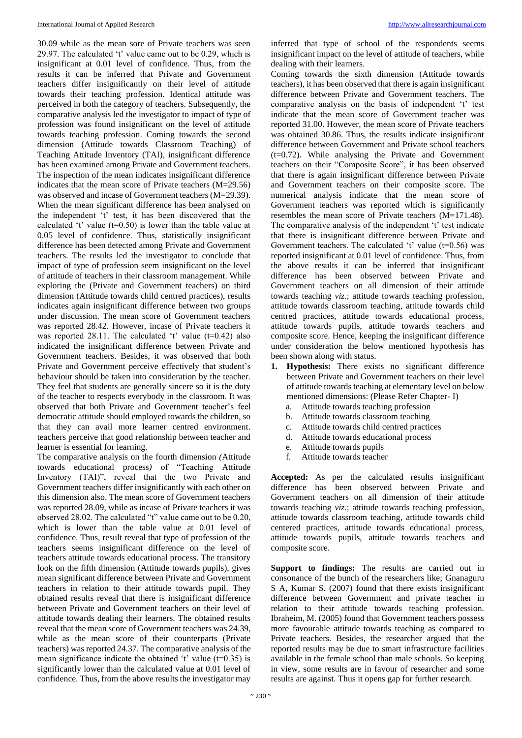30.09 while as the mean sore of Private teachers was seen 29.97. The calculated 't' value came out to be 0.29, which is insignificant at 0.01 level of confidence. Thus, from the results it can be inferred that Private and Government teachers differ insignificantly on their level of attitude towards their teaching profession. Identical attitude was perceived in both the category of teachers. Subsequently, the comparative analysis led the investigator to impact of type of profession was found insignificant on the level of attitude towards teaching profession. Coming towards the second dimension (Attitude towards Classroom Teaching) of Teaching Attitude Inventory (TAI), insignificant difference has been examined among Private and Government teachers. The inspection of the mean indicates insignificant difference indicates that the mean score of Private teachers (M=29.56) was observed and incase of Government teachers (M=29.39). When the mean significant difference has been analysed on the independent 't' test, it has been discovered that the calculated 't' value (t=0.50) is lower than the table value at 0.05 level of confidence. Thus, statistically insignificant difference has been detected among Private and Government teachers. The results led the investigator to conclude that impact of type of profession seem insignificant on the level of attitude of teachers in their classroom management. While exploring the (Private and Government teachers) on third dimension (Attitude towards child centred practices), results indicates again insignificant difference between two groups under discussion. The mean score of Government teachers was reported 28.42. However, incase of Private teachers it was reported 28.11. The calculated 't' value (t=0.42) also indicated the insignificant difference between Private and Government teachers. Besides, it was observed that both Private and Government perceive effectively that student's behaviour should be taken into consideration by the teacher. They feel that students are generally sincere so it is the duty of the teacher to respects everybody in the classroom. It was observed that both Private and Government teacher's feel democratic attitude should employed towards the children, so that they can avail more learner centred environment. teachers perceive that good relationship between teacher and learner is essential for learning.

The comparative analysis on the fourth dimension *(*Attitude towards educational process*)* of "Teaching Attitude Inventory (TAI)", reveal that the two Private and Government teachers differ insignificantly with each other on this dimension also. The mean score of Government teachers was reported 28.09, while as incase of Private teachers it was observed 28.02. The calculated "t" value came out to be 0.20, which is lower than the table value at 0.01 level of confidence. Thus, result reveal that type of profession of the teachers seems insignificant difference on the level of teachers attitude towards educational process. The transitory look on the fifth dimension (Attitude towards pupils), gives mean significant difference between Private and Government teachers in relation to their attitude towards pupil. They obtained results reveal that there is insignificant difference between Private and Government teachers on their level of attitude towards dealing their learners. The obtained results reveal that the mean score of Government teachers was 24.39, while as the mean score of their counterparts (Private teachers) was reported 24.37. The comparative analysis of the mean significance indicate the obtained 't' value (t=0.35) is significantly lower than the calculated value at 0.01 level of confidence. Thus, from the above results the investigator may inferred that type of school of the respondents seems insignificant impact on the level of attitude of teachers, while dealing with their learners.

Coming towards the sixth dimension (Attitude towards teachers), it has been observed that there is again insignificant difference between Private and Government teachers. The comparative analysis on the basis of independent 't' test indicate that the mean score of Government teacher was reported 31.00. However, the mean score of Private teachers was obtained 30.86. Thus, the results indicate insignificant difference between Government and Private school teachers (t=0.72). While analysing the Private and Government teachers on their "Composite Score", it has been observed that there is again insignificant difference between Private and Government teachers on their composite score. The numerical analysis indicate that the mean score of Government teachers was reported which is significantly resembles the mean score of Private teachers (M=171.48). The comparative analysis of the independent 't' test indicate that there is insignificant difference between Private and Government teachers. The calculated 't' value (t=0.56) was reported insignificant at 0.01 level of confidence. Thus, from the above results it can be inferred that insignificant difference has been observed between Private and Government teachers on all dimension of their attitude towards teaching *viz*.; attitude towards teaching profession, attitude towards classroom teaching, attitude towards child centred practices, attitude towards educational process, attitude towards pupils, attitude towards teachers and composite score. Hence, keeping the insignificant difference under consideration the below mentioned hypothesis has been shown along with status.

1. **Hypothesis:** There exists no significant difference between Private and Government teachers on their level of attitude towards teaching at elementary level on below mentioned dimensions: (Please Refer Chapter- I)
   a. Attitude towards teaching profession
   b. Attitude towards classroom teaching
   c. Attitude towards child centred practices
   d. Attitude towards educational process
   e. Attitude towards pupils
   f. Attitude towards teacher

**Accepted:** As per the calculated results insignificant difference has been observed between Private and Government teachers on all dimension of their attitude towards teaching *viz*.; attitude towards teaching profession, attitude towards classroom teaching, attitude towards child centered practices, attitude towards educational process, attitude towards pupils, attitude towards teachers and composite score.

**Support to findings:** The results are carried out in consonance of the bunch of the researchers like; Gnanaguru S A, Kumar S. (2007) found that there exists insignificant difference between Government and private teacher in relation to their attitude towards teaching profession. Ibraheim, M. (2005) found that Government teachers possess more favourable attitude towards teaching as compared to Private teachers. Besides, the researcher argued that the reported results may be due to smart infrastructure facilities available in the female school than male schools. So keeping in view, some results are in favour of researcher and some results are against. Thus it opens gap for further research.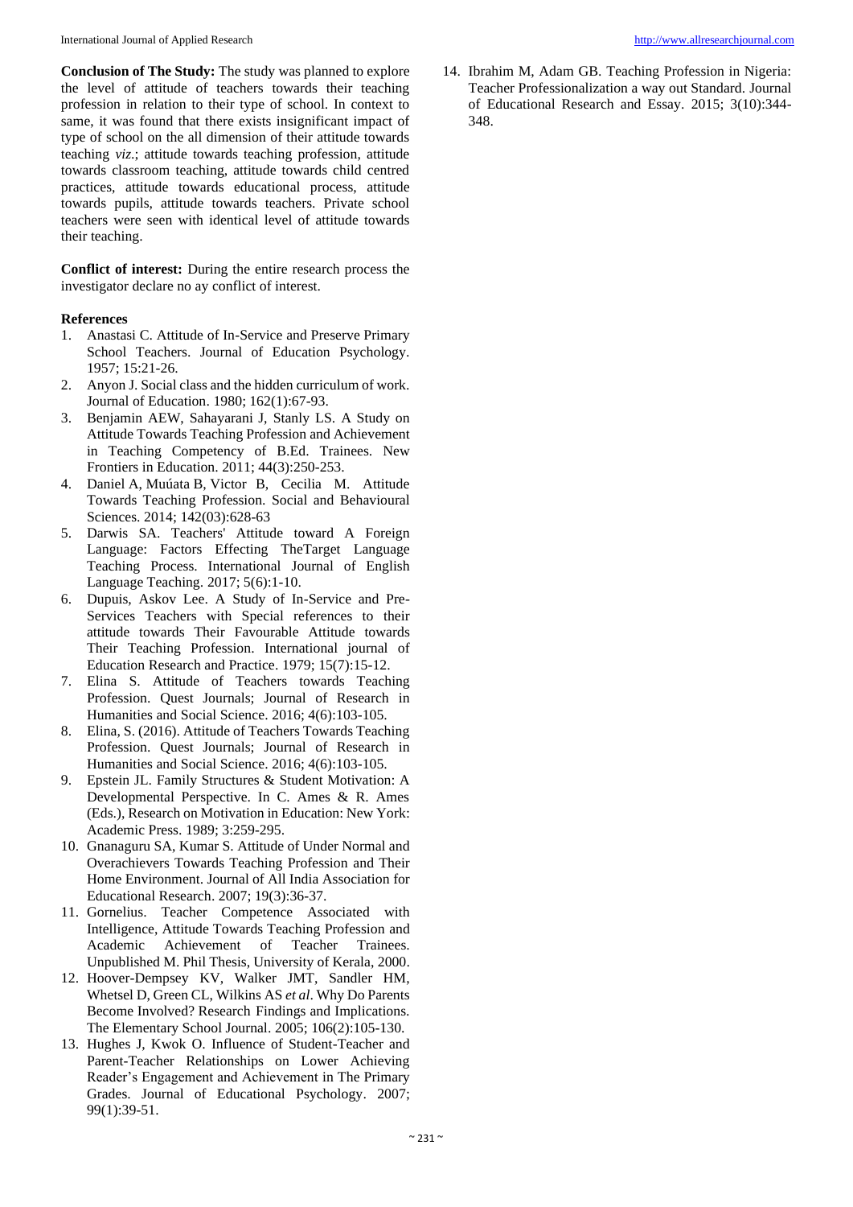**Conclusion of The Study:** The study was planned to explore the level of attitude of teachers towards their teaching profession in relation to their type of school. In context to same, it was found that there exists insignificant impact of type of school on the all dimension of their attitude towards teaching *viz*.; attitude towards teaching profession, attitude towards classroom teaching, attitude towards child centred practices, attitude towards educational process, attitude towards pupils, attitude towards teachers. Private school teachers were seen with identical level of attitude towards their teaching.

**Conflict of interest:** During the entire research process the investigator declare no ay conflict of interest.

## References

1. Anastasi C. Attitude of In-Service and Preserve Primary School Teachers. Journal of Education Psychology. 1957; 15:21-26.
2. Anyon J. Social class and the hidden curriculum of work. Journal of Education. 1980; 162(1):67-93.
3. Benjamin AEW, Sahayarani J, Stanly LS. A Study on Attitude Towards Teaching Profession and Achievement in Teaching Competency of B.Ed. Trainees. New Frontiers in Education. 2011; 44(3):250-253.
4. Daniel A, Muúata B, Victor B, Cecilia M. Attitude Towards Teaching Profession. Social and Behavioural Sciences. 2014; 142(03):628-63
5. Darwis SA. Teachers' Attitude toward A Foreign Language: Factors Effecting TheTarget Language Teaching Process. International Journal of English Language Teaching. 2017; 5(6):1-10.
6. Dupuis, Askov Lee. A Study of In-Service and Pre-Services Teachers with Special references to their attitude towards Their Favourable Attitude towards Their Teaching Profession. International journal of Education Research and Practice. 1979; 15(7):15-12.
7. Elina S. Attitude of Teachers towards Teaching Profession. Quest Journals; Journal of Research in Humanities and Social Science. 2016; 4(6):103-105.
8. Elina, S. (2016). Attitude of Teachers Towards Teaching Profession. Quest Journals; Journal of Research in Humanities and Social Science. 2016; 4(6):103-105.
9. Epstein JL. Family Structures & Student Motivation: A Developmental Perspective. In C. Ames & R. Ames (Eds.), Research on Motivation in Education: New York: Academic Press. 1989; 3:259-295.
10. Gnanaguru SA, Kumar S. Attitude of Under Normal and Overachievers Towards Teaching Profession and Their Home Environment. Journal of All India Association for Educational Research. 2007; 19(3):36-37.
11. Gornelius. Teacher Competence Associated with Intelligence, Attitude Towards Teaching Profession and Academic Achievement of Teacher Trainees. Unpublished M. Phil Thesis, University of Kerala, 2000.
12. Hoover-Dempsey KV, Walker JMT, Sandler HM, Whetsel D, Green CL, Wilkins AS *et al*. Why Do Parents Become Involved? Research Findings and Implications. The Elementary School Journal. 2005; 106(2):105-130.
13. Hughes J, Kwok O. Influence of Student-Teacher and Parent-Teacher Relationships on Lower Achieving Reader's Engagement and Achievement in The Primary Grades. Journal of Educational Psychology. 2007; 99(1):39-51.
14. Ibrahim M, Adam GB. Teaching Profession in Nigeria: Teacher Professionalization a way out Standard. Journal of Educational Research and Essay. 2015; 3(10):344-348.